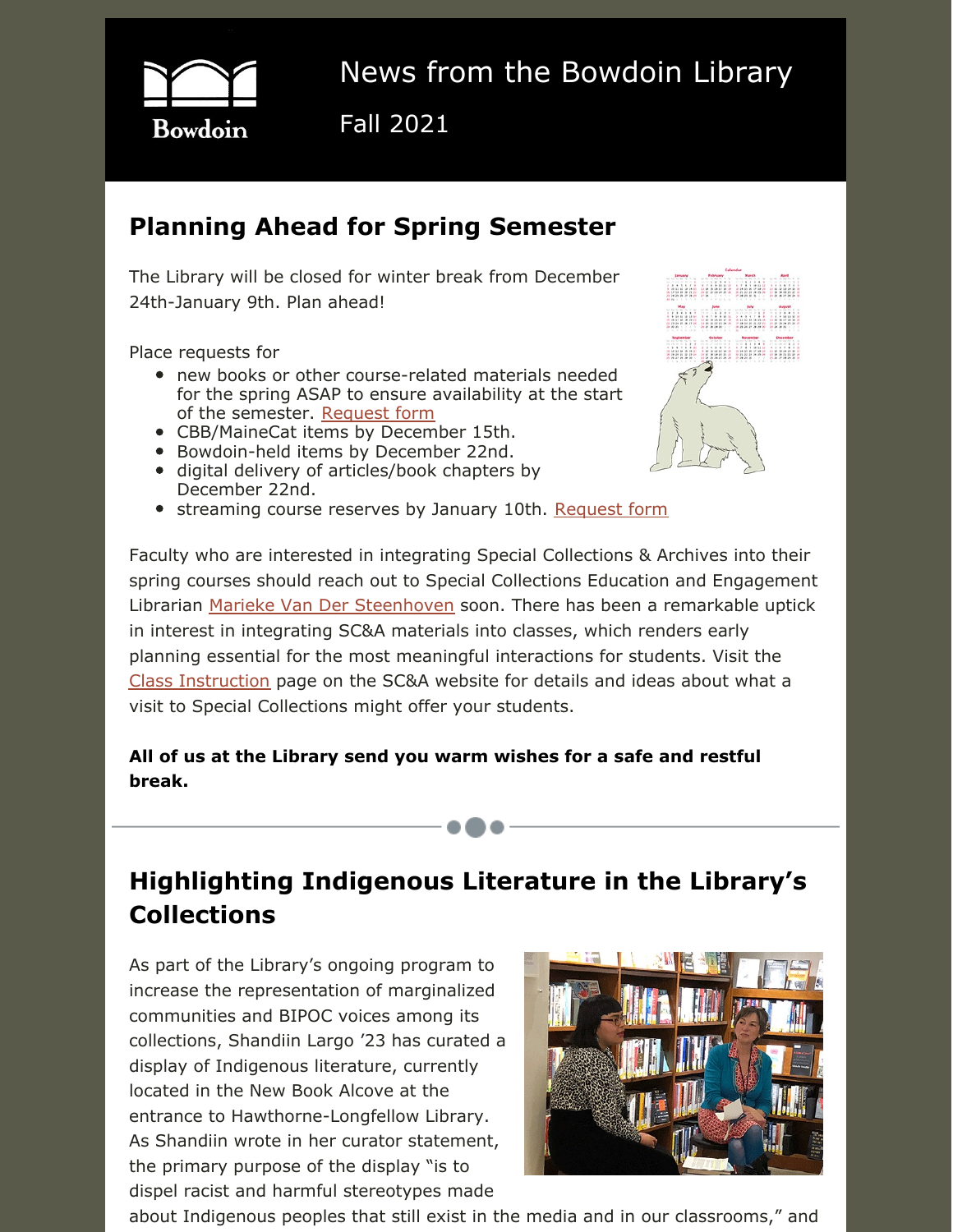# News from the Bowdoin Library

Fall 2021

## Planning Ahead for Spring Semester

The Library will be closed for winter break from December 24th-January 9th. Plan ahead!

Place requests for

- new books or other course-related materials needed for the spring ASAP to ensure availability at the start of the semester. Request form
- CBB/MaineCat items by December 15th.
- Bowdoin-held items by December 22nd.
- digital delivery of articles/book chapters by December 22nd.
- streaming course reserves by January 10th. Request form

Faculty who are interested in integrating Special Collections & Archives into their spring courses should reach out to Special Collections Education and Engagement Librarian Marieke Van Der Steenhoven soon. There has been a remarkable uptick in interest in integrating SC&A materials into classes, which renders early planning essential for the most meaningful interactions for students. Visit the Class Instruction page on the SC&A website for details and ideas about what a visit to Special Collections might offer your students.

**All of us at the Library send you warm wishes for a safe and restful break.**

## Highlighting Indigenous Literature in the Library's Collections

As part of the Library's ongoing program to increase the representation of marginalized communities and BIPOC voices among its collections, Shandiin Largo '23 has curated a display of Indigenous literature, currently located in the New Book Alcove at the entrance to Hawthorne-Longfellow Library. As Shandiin wrote in her curator statement, the primary purpose of the display "is to dispel racist and harmful stereotypes made about Indigenous peoples that still exist in the media and in our classrooms," and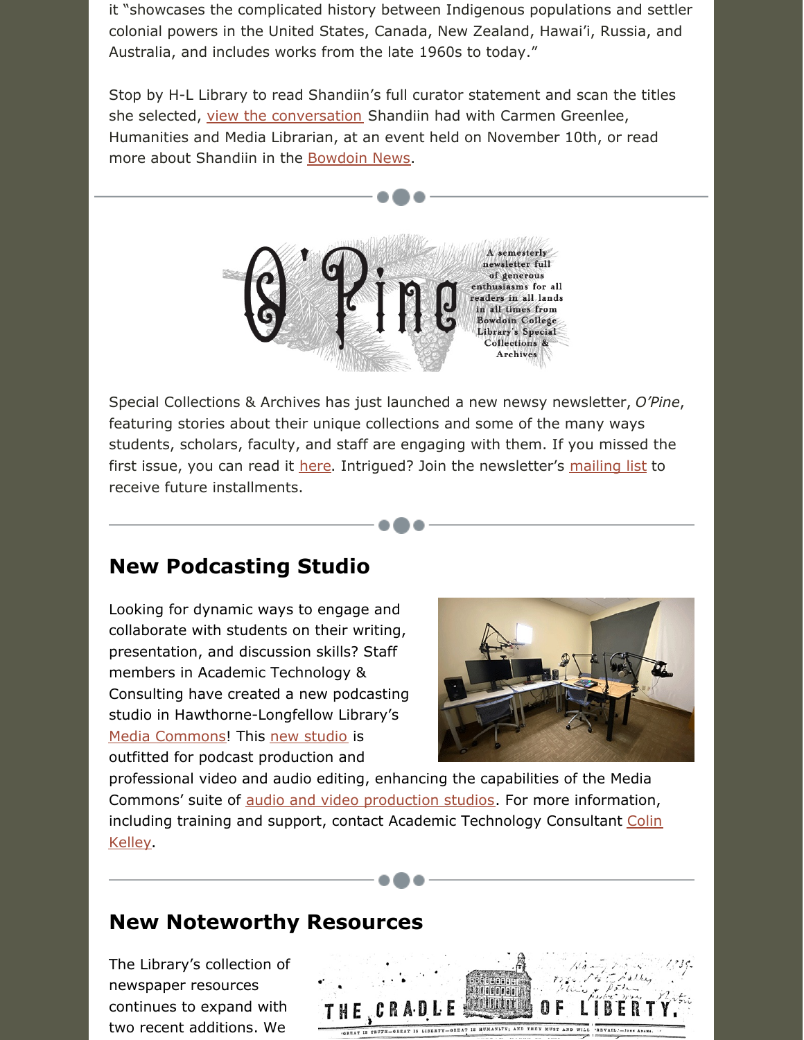it "showcases the complicated history between Indigenous populations and settler colonial powers in the United States, Canada, New Zealand, Hawai'i, Russia, and Australia, and includes works from the late 1960s to today."

Stop by H-L Library to read Shandiin's full curator statement and scan the titles she selected, view the conversation Shandiin had with Carmen Greenlee, Humanities and Media Librarian, at an event held on November 10th, or read more about Shandiin in the Bowdoin News.

O'Pine

A semesterly newsletter full of generous enthusiasms for all readers in all lands in all times from Bowdoin College Library's Special Collections & Archives

Special Collections & Archives has just launched a new newsy newsletter, *O'Pine*, featuring stories about their unique collections and some of the many ways students, scholars, faculty, and staff are engaging with them. If you missed the first issue, you can read it here. Intrigued? Join the newsletter's mailing list to receive future installments.

## New Podcasting Studio

Looking for dynamic ways to engage and collaborate with students on their writing, presentation, and discussion skills? Staff members in Academic Technology & Consulting have created a new podcasting studio in Hawthorne-Longfellow Library's Media Commons! This new studio is outfitted for podcast production and professional video and audio editing, enhancing the capabilities of the Media Commons' suite of audio and video production studios. For more information, including training and support, contact Academic Technology Consultant Colin Kelley.

## New Noteworthy Resources

The Library's collection of newspaper resources continues to expand with two recent additions. We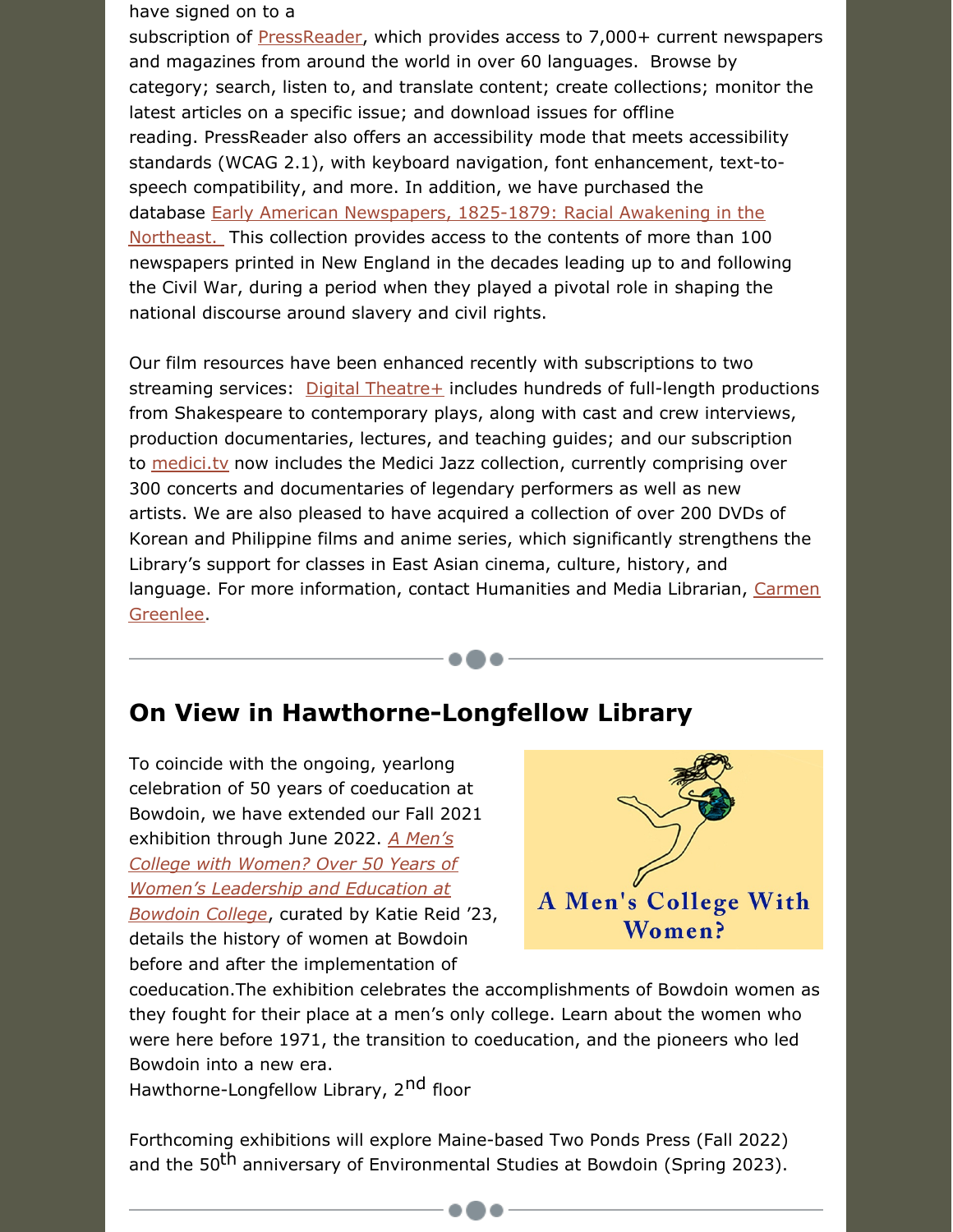have signed on to a subscription of PressReader, which provides access to 7,000+ current newspapers and magazines from around the world in over 60 languages. Browse by category; search, listen to, and translate content; create collections; monitor the latest articles on a specific issue; and download issues for offline reading. PressReader also offers an accessibility mode that meets accessibility standards (WCAG 2.1), with keyboard navigation, font enhancement, text-to-speech compatibility, and more. In addition, we have purchased the database Early American Newspapers, 1825-1879: Racial Awakening in the Northeast. This collection provides access to the contents of more than 100 newspapers printed in New England in the decades leading up to and following the Civil War, during a period when they played a pivotal role in shaping the national discourse around slavery and civil rights.

Our film resources have been enhanced recently with subscriptions to two streaming services: Digital Theatre+ includes hundreds of full-length productions from Shakespeare to contemporary plays, along with cast and crew interviews, production documentaries, lectures, and teaching guides; and our subscription to medici.tv now includes the Medici Jazz collection, currently comprising over 300 concerts and documentaries of legendary performers as well as new artists. We are also pleased to have acquired a collection of over 200 DVDs of Korean and Philippine films and anime series, which significantly strengthens the Library's support for classes in East Asian cinema, culture, history, and language. For more information, contact Humanities and Media Librarian, Carmen Greenlee.

## On View in Hawthorne-Longfellow Library

To coincide with the ongoing, yearlong celebration of 50 years of coeducation at Bowdoin, we have extended our Fall 2021 exhibition through June 2022. *A Men's College with Women? Over 50 Years of Women's Leadership and Education at Bowdoin College*, curated by Katie Reid '23, details the history of women at Bowdoin before and after the implementation of coeducation.The exhibition celebrates the accomplishments of Bowdoin women as they fought for their place at a men's only college. Learn about the women who were here before 1971, the transition to coeducation, and the pioneers who led Bowdoin into a new era.
Hawthorne-Longfellow Library, 2nd floor

Forthcoming exhibitions will explore Maine-based Two Ponds Press (Fall 2022) and the 50th anniversary of Environmental Studies at Bowdoin (Spring 2023).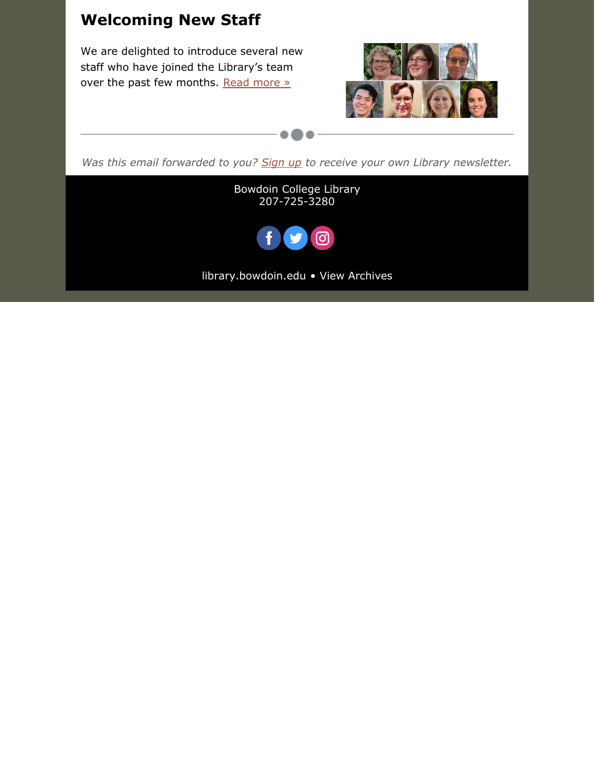## Welcoming New Staff

We are delighted to introduce several new staff who have joined the Library's team over the past few months. Read more »

*Was this email forwarded to you? Sign up to receive your own Library newsletter.*

Bowdoin College Library
207-725-3280

library.bowdoin.edu • View Archives